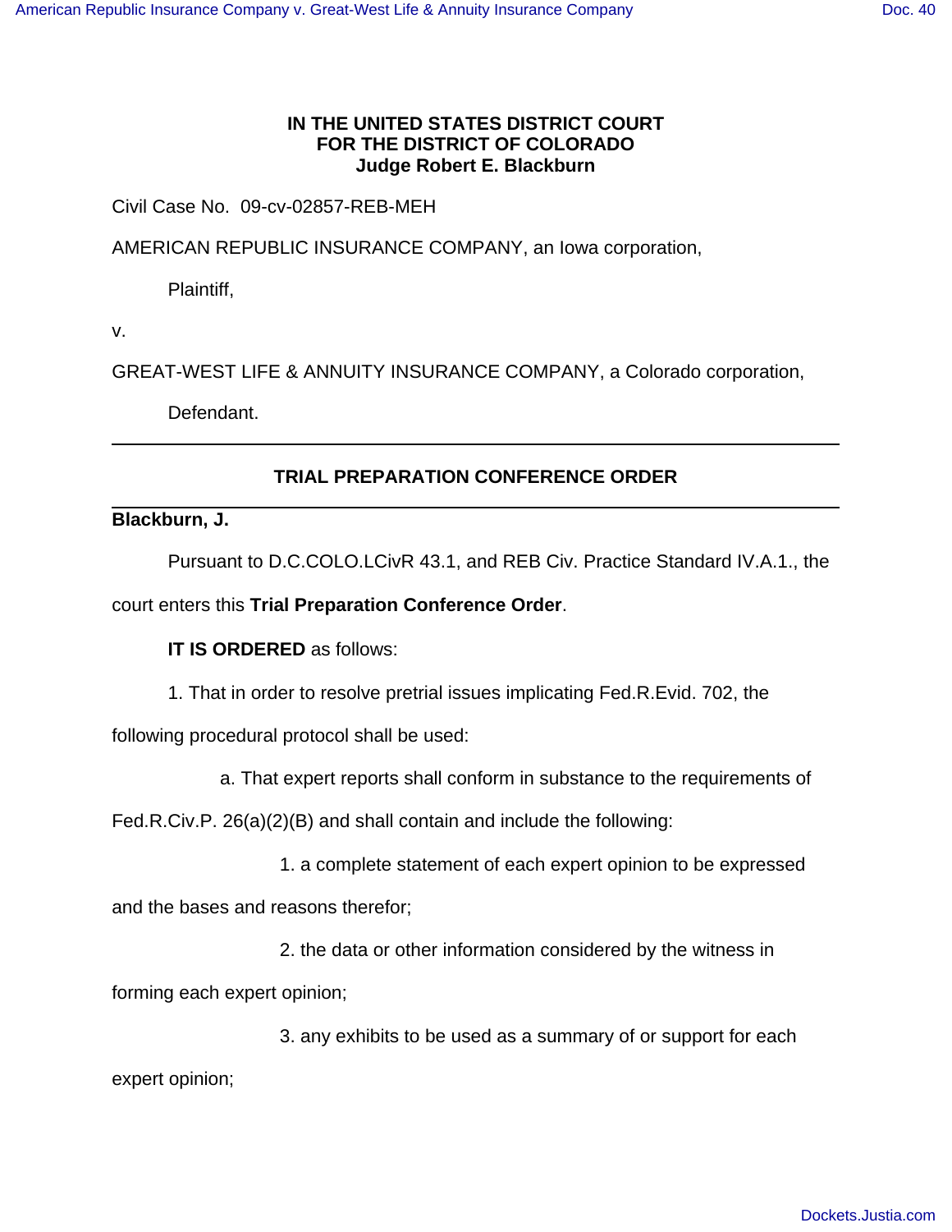**IN THE UNITED STATES DISTRICT COURT**
**FOR THE DISTRICT OF COLORADO**
**Judge Robert E. Blackburn**

Civil Case No. 09-cv-02857-REB-MEH

AMERICAN REPUBLIC INSURANCE COMPANY, an Iowa corporation,

Plaintiff,

v.

GREAT-WEST LIFE & ANNUITY INSURANCE COMPANY, a Colorado corporation,

Defendant.

---

## TRIAL PREPARATION CONFERENCE ORDER

---

**Blackburn, J.**

Pursuant to D.C.COLO.LCivR 43.1, and REB Civ. Practice Standard IV.A.1., the court enters this **Trial Preparation Conference Order**.

**IT IS ORDERED** as follows:

1. That in order to resolve pretrial issues implicating Fed.R.Evid. 702, the following procedural protocol shall be used:

a. That expert reports shall conform in substance to the requirements of Fed.R.Civ.P. 26(a)(2)(B) and shall contain and include the following:

1. a complete statement of each expert opinion to be expressed and the bases and reasons therefor;

2. the data or other information considered by the witness in forming each expert opinion;

3. any exhibits to be used as a summary of or support for each expert opinion;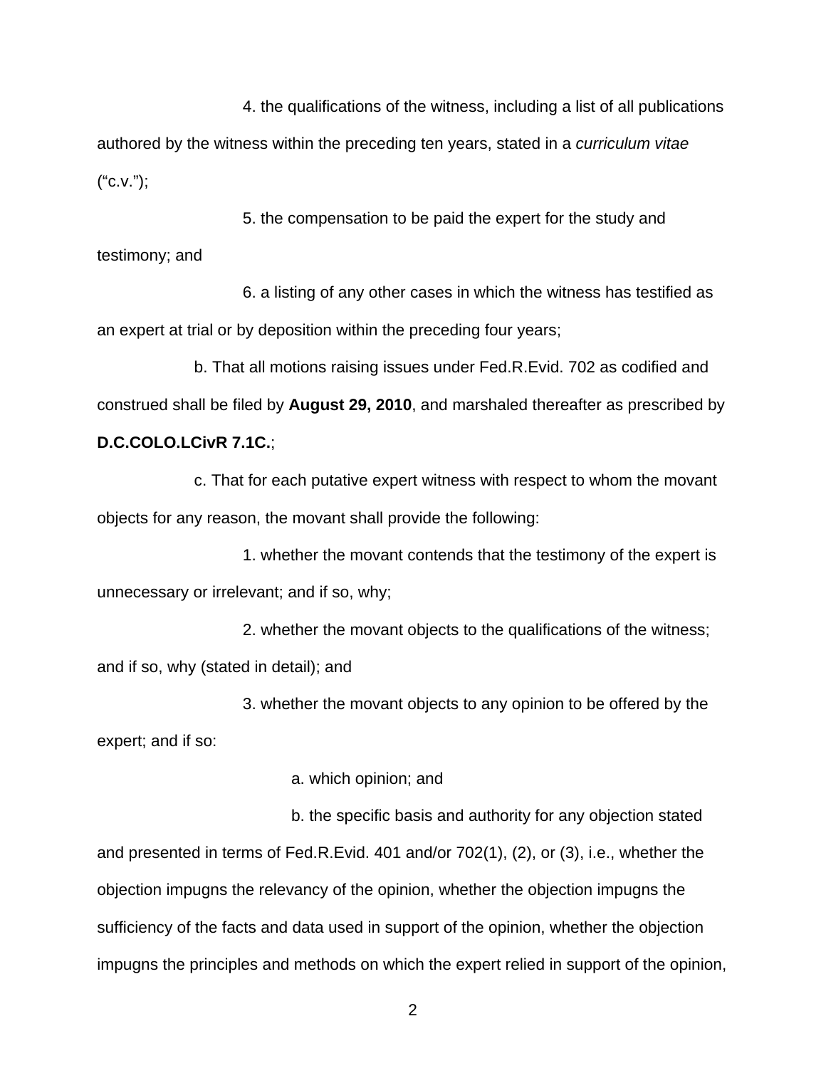4. the qualifications of the witness, including a list of all publications authored by the witness within the preceding ten years, stated in a *curriculum vitae* (“c.v.”);

5. the compensation to be paid the expert for the study and testimony; and

6. a listing of any other cases in which the witness has testified as an expert at trial or by deposition within the preceding four years;

b. That all motions raising issues under Fed.R.Evid. 702 as codified and construed shall be filed by **August 29, 2010**, and marshaled thereafter as prescribed by **D.C.COLO.LCivR 7.1C.**;

c. That for each putative expert witness with respect to whom the movant objects for any reason, the movant shall provide the following:

1. whether the movant contends that the testimony of the expert is unnecessary or irrelevant; and if so, why;

2. whether the movant objects to the qualifications of the witness; and if so, why (stated in detail); and

3. whether the movant objects to any opinion to be offered by the expert; and if so:

a. which opinion; and

b. the specific basis and authority for any objection stated and presented in terms of Fed.R.Evid. 401 and/or 702(1), (2), or (3), i.e., whether the objection impugns the relevancy of the opinion, whether the objection impugns the sufficiency of the facts and data used in support of the opinion, whether the objection impugns the principles and methods on which the expert relied in support of the opinion,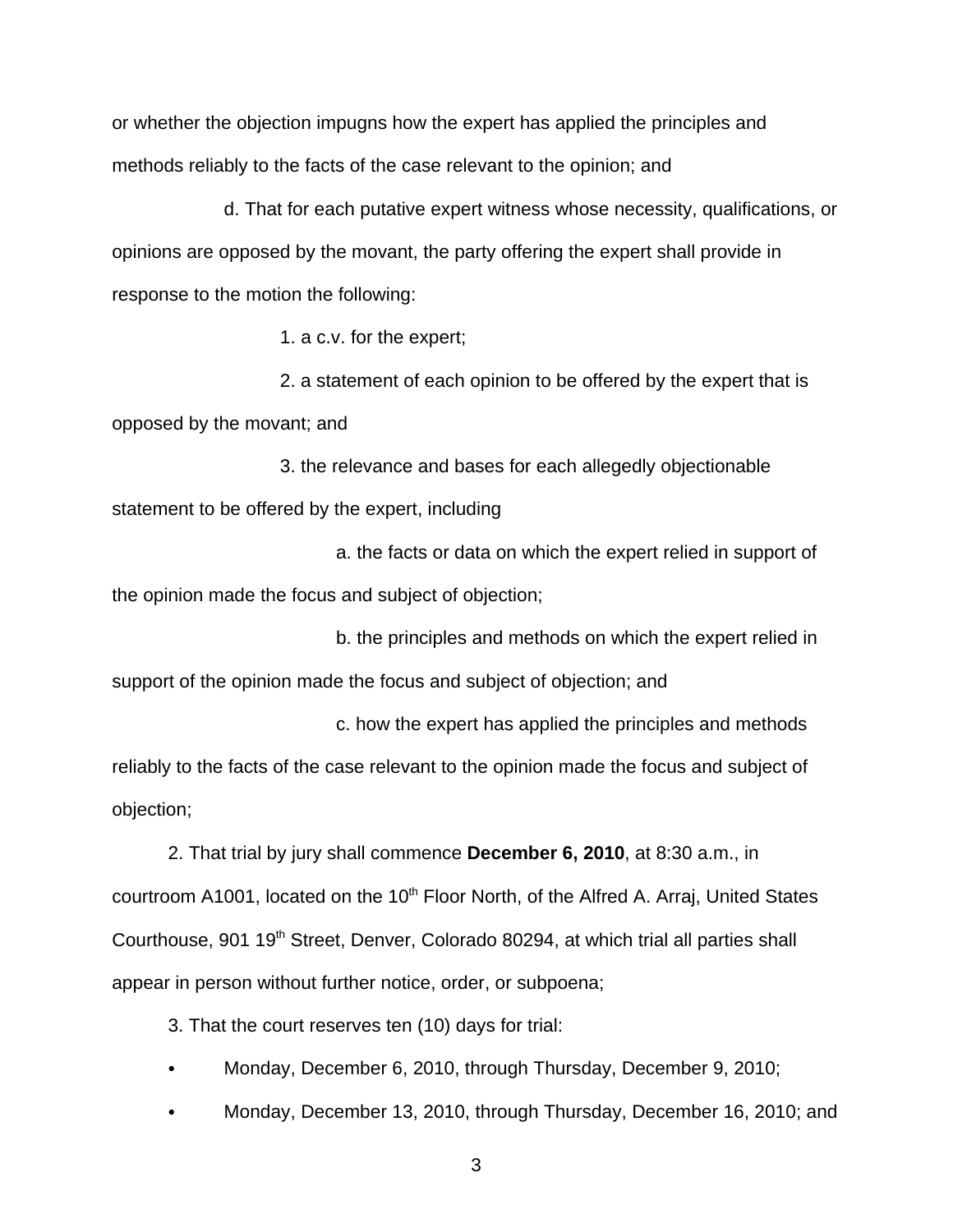or whether the objection impugns how the expert has applied the principles and methods reliably to the facts of the case relevant to the opinion; and

d. That for each putative expert witness whose necessity, qualifications, or opinions are opposed by the movant, the party offering the expert shall provide in response to the motion the following:

1. a c.v. for the expert;

2. a statement of each opinion to be offered by the expert that is opposed by the movant; and

3. the relevance and bases for each allegedly objectionable statement to be offered by the expert, including

a. the facts or data on which the expert relied in support of the opinion made the focus and subject of objection;

b. the principles and methods on which the expert relied in support of the opinion made the focus and subject of objection; and

c. how the expert has applied the principles and methods reliably to the facts of the case relevant to the opinion made the focus and subject of objection;

2. That trial by jury shall commence **December 6, 2010**, at 8:30 a.m., in courtroom A1001, located on the 10th Floor North, of the Alfred A. Arraj, United States Courthouse, 901 19th Street, Denver, Colorado 80294, at which trial all parties shall appear in person without further notice, order, or subpoena;

3. That the court reserves ten (10) days for trial:

- Monday, December 6, 2010, through Thursday, December 9, 2010;
- Monday, December 13, 2010, through Thursday, December 16, 2010; and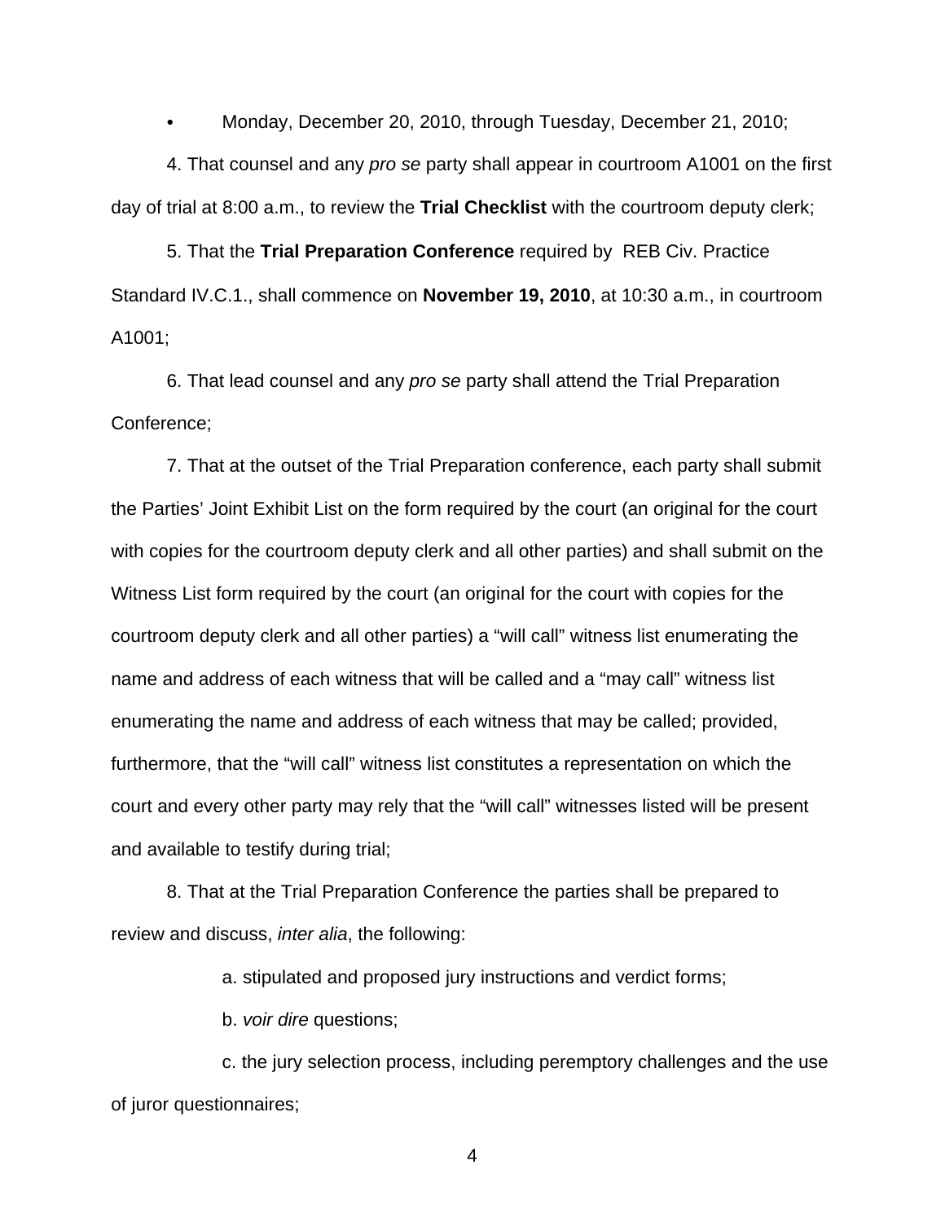- Monday, December 20, 2010, through Tuesday, December 21, 2010;

4. That counsel and any *pro se* party shall appear in courtroom A1001 on the first day of trial at 8:00 a.m., to review the **Trial Checklist** with the courtroom deputy clerk;

5. That the **Trial Preparation Conference** required by REB Civ. Practice Standard IV.C.1., shall commence on **November 19, 2010**, at 10:30 a.m., in courtroom A1001;

6. That lead counsel and any *pro se* party shall attend the Trial Preparation Conference;

7. That at the outset of the Trial Preparation conference, each party shall submit the Parties' Joint Exhibit List on the form required by the court (an original for the court with copies for the courtroom deputy clerk and all other parties) and shall submit on the Witness List form required by the court (an original for the court with copies for the courtroom deputy clerk and all other parties) a "will call" witness list enumerating the name and address of each witness that will be called and a "may call" witness list enumerating the name and address of each witness that may be called; provided, furthermore, that the "will call" witness list constitutes a representation on which the court and every other party may rely that the "will call" witnesses listed will be present and available to testify during trial;

8. That at the Trial Preparation Conference the parties shall be prepared to review and discuss, *inter alia*, the following:

a. stipulated and proposed jury instructions and verdict forms;

b. *voir dire* questions;

c. the jury selection process, including peremptory challenges and the use of juror questionnaires;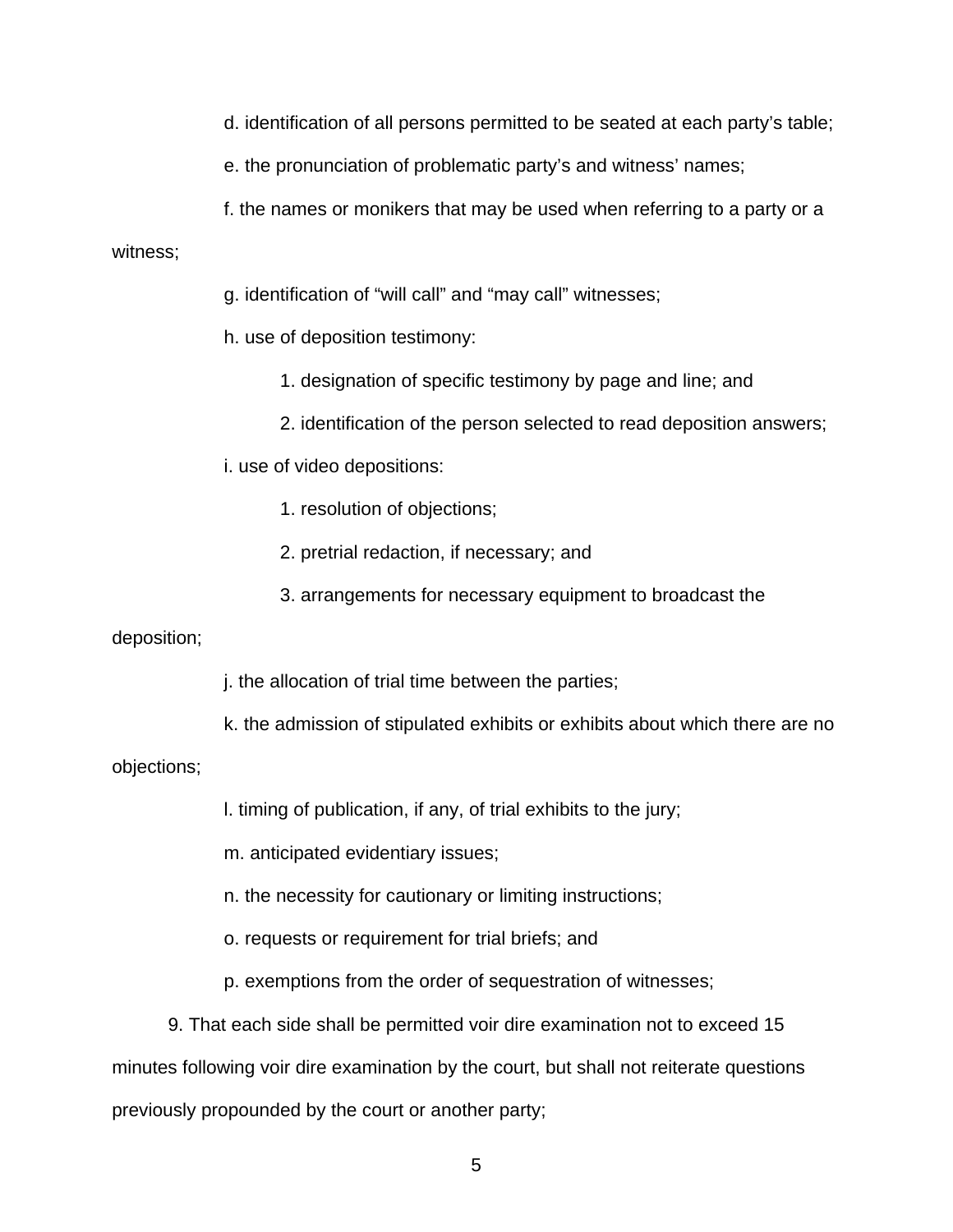d. identification of all persons permitted to be seated at each party's table;

e. the pronunciation of problematic party's and witness' names;

f. the names or monikers that may be used when referring to a party or a witness;

g. identification of "will call" and "may call" witnesses;

h. use of deposition testimony:

1. designation of specific testimony by page and line; and

2. identification of the person selected to read deposition answers;

i. use of video depositions:

1. resolution of objections;

2. pretrial redaction, if necessary; and

3. arrangements for necessary equipment to broadcast the deposition;

j. the allocation of trial time between the parties;

k. the admission of stipulated exhibits or exhibits about which there are no objections;

l. timing of publication, if any, of trial exhibits to the jury;

m. anticipated evidentiary issues;

n. the necessity for cautionary or limiting instructions;

o. requests or requirement for trial briefs; and

p. exemptions from the order of sequestration of witnesses;

9. That each side shall be permitted voir dire examination not to exceed 15 minutes following voir dire examination by the court, but shall not reiterate questions previously propounded by the court or another party;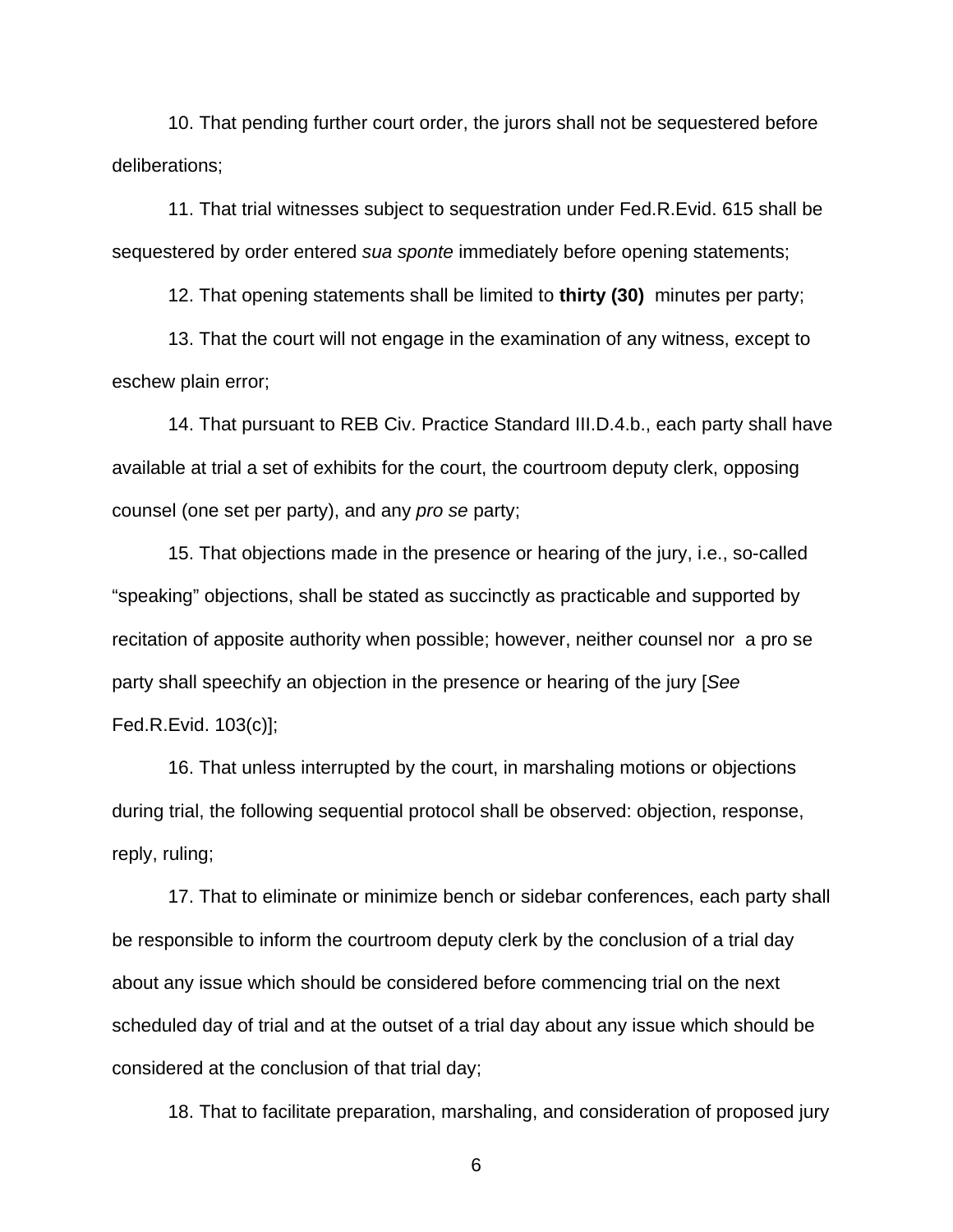10. That pending further court order, the jurors shall not be sequestered before deliberations;

11. That trial witnesses subject to sequestration under Fed.R.Evid. 615 shall be sequestered by order entered *sua sponte* immediately before opening statements;

12. That opening statements shall be limited to **thirty (30)** minutes per party;

13. That the court will not engage in the examination of any witness, except to eschew plain error;

14. That pursuant to REB Civ. Practice Standard III.D.4.b., each party shall have available at trial a set of exhibits for the court, the courtroom deputy clerk, opposing counsel (one set per party), and any *pro se* party;

15. That objections made in the presence or hearing of the jury, i.e., so-called “speaking” objections, shall be stated as succinctly as practicable and supported by recitation of apposite authority when possible; however, neither counsel nor a pro se party shall speechify an objection in the presence or hearing of the jury [*See* Fed.R.Evid. 103(c)];

16. That unless interrupted by the court, in marshaling motions or objections during trial, the following sequential protocol shall be observed: objection, response, reply, ruling;

17. That to eliminate or minimize bench or sidebar conferences, each party shall be responsible to inform the courtroom deputy clerk by the conclusion of a trial day about any issue which should be considered before commencing trial on the next scheduled day of trial and at the outset of a trial day about any issue which should be considered at the conclusion of that trial day;

18. That to facilitate preparation, marshaling, and consideration of proposed jury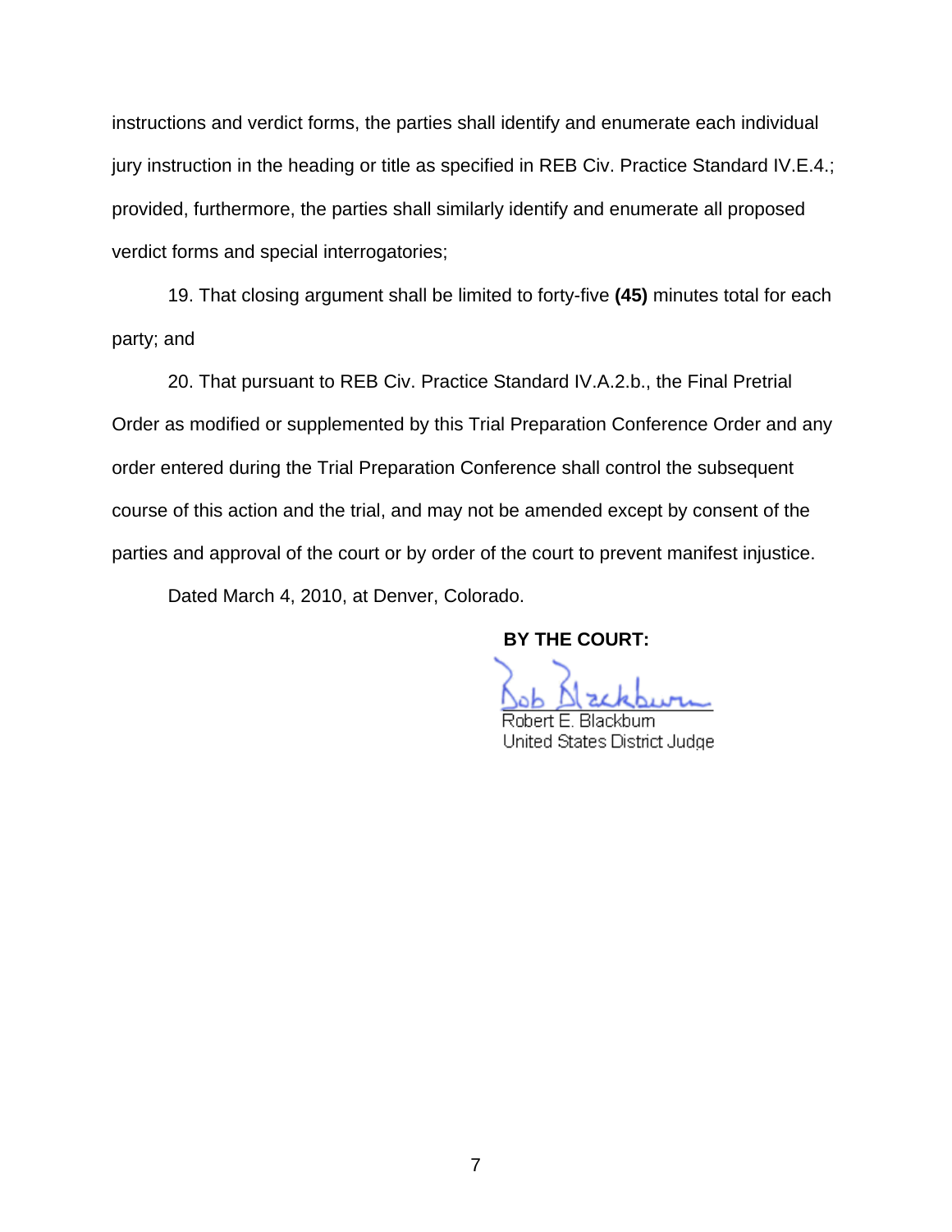instructions and verdict forms, the parties shall identify and enumerate each individual jury instruction in the heading or title as specified in REB Civ. Practice Standard IV.E.4.; provided, furthermore, the parties shall similarly identify and enumerate all proposed verdict forms and special interrogatories;

19. That closing argument shall be limited to forty-five **(45)** minutes total for each party; and

20. That pursuant to REB Civ. Practice Standard IV.A.2.b., the Final Pretrial Order as modified or supplemented by this Trial Preparation Conference Order and any order entered during the Trial Preparation Conference shall control the subsequent course of this action and the trial, and may not be amended except by consent of the parties and approval of the court or by order of the court to prevent manifest injustice.

Dated March 4, 2010, at Denver, Colorado.

**BY THE COURT:**

Bob Blackburn

Robert E. Blackburn
United States District Judge